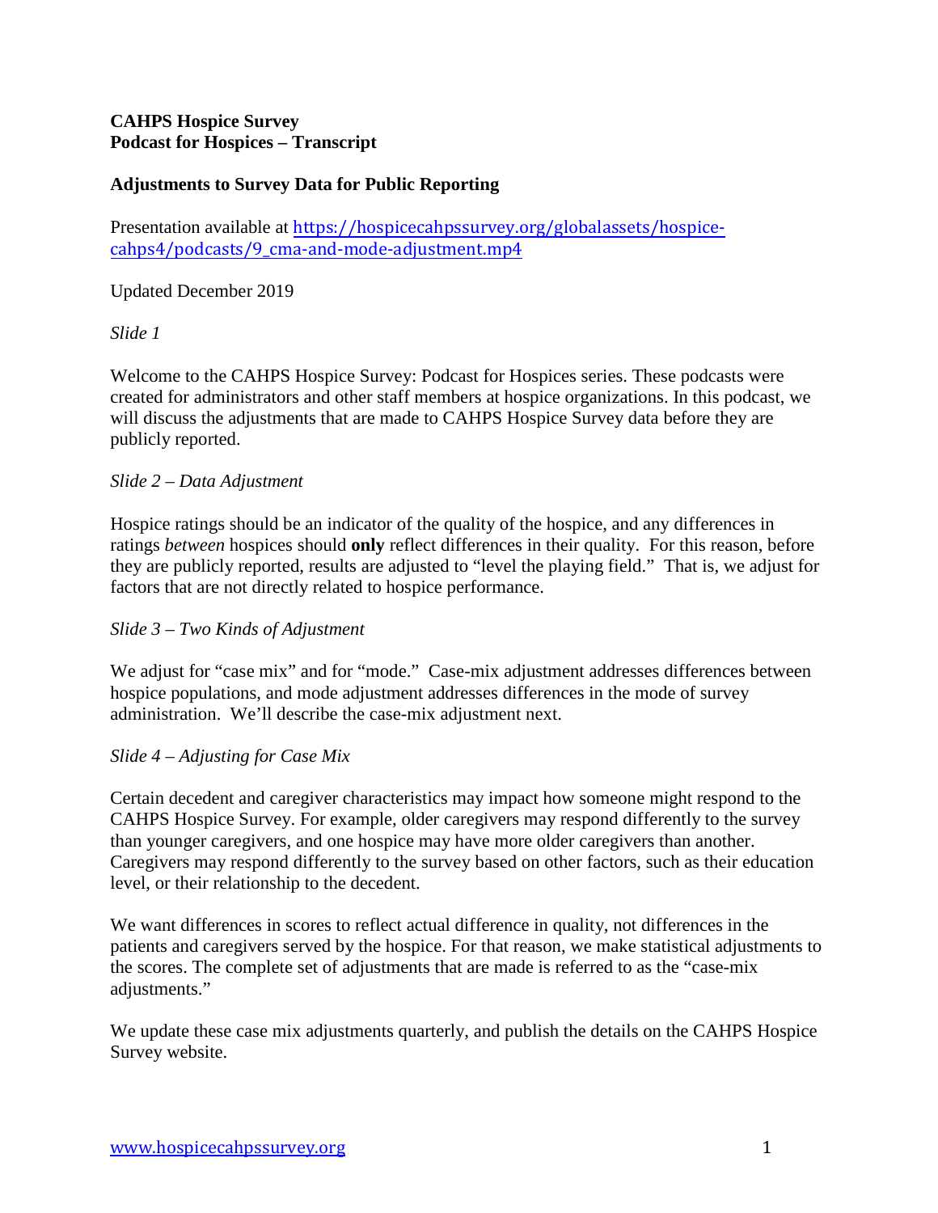**CAHPS Hospice Survey**
**Podcast for Hospices – Transcript**

## Adjustments to Survey Data for Public Reporting

Presentation available at [https://hospicecahpssurvey.org/globalassets/hospice-cahps4/podcasts/9_cma-and-mode-adjustment.mp4](https://hospicecahpssurvey.org/globalassets/hospice-cahps4/podcasts/9_cma-and-mode-adjustment.mp4)

Updated December 2019

*Slide 1*

Welcome to the CAHPS Hospice Survey: Podcast for Hospices series. These podcasts were created for administrators and other staff members at hospice organizations. In this podcast, we will discuss the adjustments that are made to CAHPS Hospice Survey data before they are publicly reported.

*Slide 2 – Data Adjustment*

Hospice ratings should be an indicator of the quality of the hospice, and any differences in ratings *between* hospices should **only** reflect differences in their quality. For this reason, before they are publicly reported, results are adjusted to "level the playing field." That is, we adjust for factors that are not directly related to hospice performance.

*Slide 3 – Two Kinds of Adjustment*

We adjust for "case mix" and for "mode." Case-mix adjustment addresses differences between hospice populations, and mode adjustment addresses differences in the mode of survey administration. We'll describe the case-mix adjustment next.

*Slide 4 – Adjusting for Case Mix*

Certain decedent and caregiver characteristics may impact how someone might respond to the CAHPS Hospice Survey. For example, older caregivers may respond differently to the survey than younger caregivers, and one hospice may have more older caregivers than another. Caregivers may respond differently to the survey based on other factors, such as their education level, or their relationship to the decedent.

We want differences in scores to reflect actual difference in quality, not differences in the patients and caregivers served by the hospice. For that reason, we make statistical adjustments to the scores. The complete set of adjustments that are made is referred to as the "case-mix adjustments."

We update these case mix adjustments quarterly, and publish the details on the CAHPS Hospice Survey website.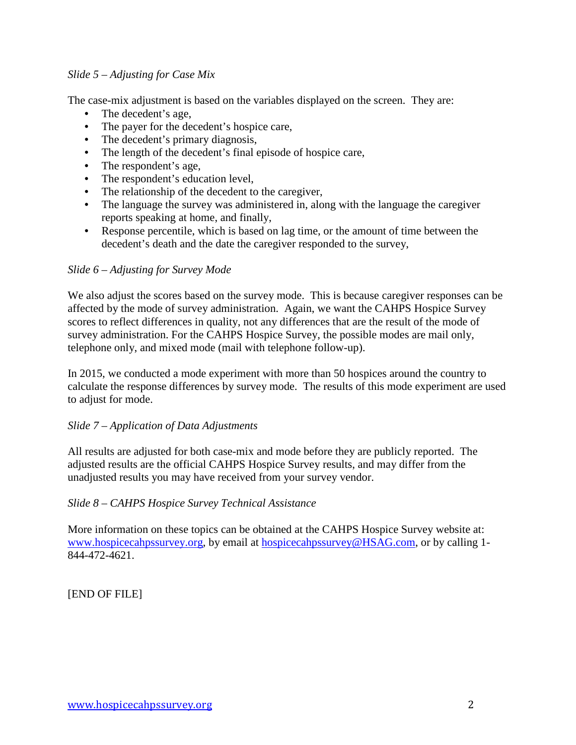*Slide 5 – Adjusting for Case Mix*

The case-mix adjustment is based on the variables displayed on the screen. They are:

- The decedent's age,
- The payer for the decedent's hospice care,
- The decedent's primary diagnosis,
- The length of the decedent's final episode of hospice care,
- The respondent's age,
- The respondent's education level,
- The relationship of the decedent to the caregiver,
- The language the survey was administered in, along with the language the caregiver reports speaking at home, and finally,
- Response percentile, which is based on lag time, or the amount of time between the decedent's death and the date the caregiver responded to the survey,

*Slide 6 – Adjusting for Survey Mode*

We also adjust the scores based on the survey mode. This is because caregiver responses can be affected by the mode of survey administration. Again, we want the CAHPS Hospice Survey scores to reflect differences in quality, not any differences that are the result of the mode of survey administration. For the CAHPS Hospice Survey, the possible modes are mail only, telephone only, and mixed mode (mail with telephone follow-up).

In 2015, we conducted a mode experiment with more than 50 hospices around the country to calculate the response differences by survey mode. The results of this mode experiment are used to adjust for mode.

*Slide 7 – Application of Data Adjustments*

All results are adjusted for both case-mix and mode before they are publicly reported. The adjusted results are the official CAHPS Hospice Survey results, and may differ from the unadjusted results you may have received from your survey vendor.

*Slide 8 – CAHPS Hospice Survey Technical Assistance*

More information on these topics can be obtained at the CAHPS Hospice Survey website at: www.hospicecahpssurvey.org, by email at hospicecahpssurvey@HSAG.com, or by calling 1-844-472-4621.

[END OF FILE]